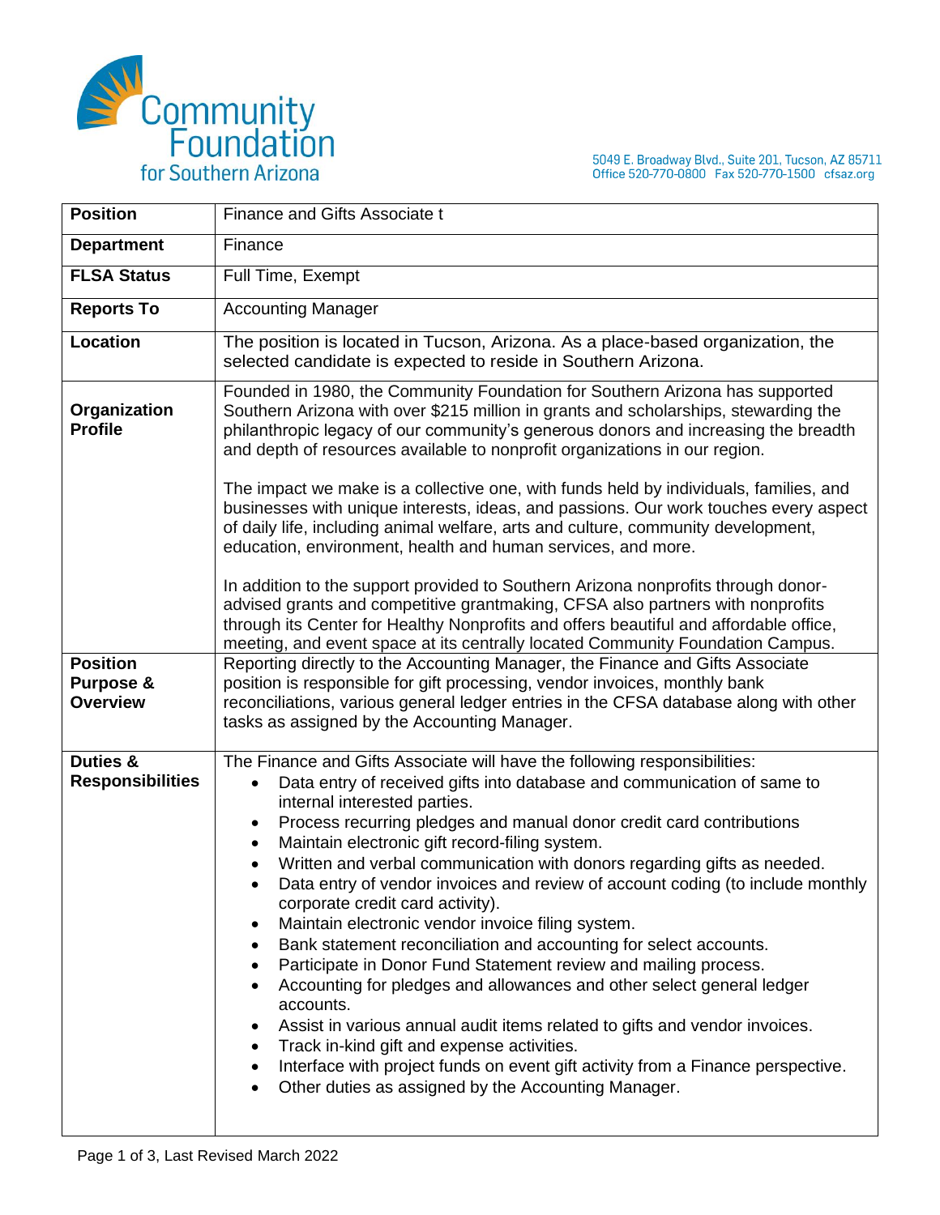Community Foundation for Southern Arizona

5049 E. Broadway Blvd., Suite 201, Tucson, AZ 85711
Office 520-770-0800 Fax 520-770-1500 cfsaz.org

| **Position** | Finance and Gifts Associate t |
|---|---|
| **Department** | Finance |
| **FLSA Status** | Full Time, Exempt |
| **Reports To** | Accounting Manager |
| **Location** | The position is located in Tucson, Arizona. As a place-based organization, the selected candidate is expected to reside in Southern Arizona. |
| **Organization Profile** | Founded in 1980, the Community Foundation for Southern Arizona has supported Southern Arizona with over $215 million in grants and scholarships, stewarding the philanthropic legacy of our community's generous donors and increasing the breadth and depth of resources available to nonprofit organizations in our region.<br><br>The impact we make is a collective one, with funds held by individuals, families, and businesses with unique interests, ideas, and passions. Our work touches every aspect of daily life, including animal welfare, arts and culture, community development, education, environment, health and human services, and more.<br><br>In addition to the support provided to Southern Arizona nonprofits through donor-advised grants and competitive grantmaking, CFSA also partners with nonprofits through its Center for Healthy Nonprofits and offers beautiful and affordable office, meeting, and event space at its centrally located Community Foundation Campus. |
| **Position Purpose & Overview** | Reporting directly to the Accounting Manager, the Finance and Gifts Associate position is responsible for gift processing, vendor invoices, monthly bank reconciliations, various general ledger entries in the CFSA database along with other tasks as assigned by the Accounting Manager. |
| **Duties & Responsibilities** | The Finance and Gifts Associate will have the following responsibilities:<br>• Data entry of received gifts into database and communication of same to internal interested parties.<br>• Process recurring pledges and manual donor credit card contributions<br>• Maintain electronic gift record-filing system.<br>• Written and verbal communication with donors regarding gifts as needed.<br>• Data entry of vendor invoices and review of account coding (to include monthly corporate credit card activity).<br>• Maintain electronic vendor invoice filing system.<br>• Bank statement reconciliation and accounting for select accounts.<br>• Participate in Donor Fund Statement review and mailing process.<br>• Accounting for pledges and allowances and other select general ledger accounts.<br>• Assist in various annual audit items related to gifts and vendor invoices.<br>• Track in-kind gift and expense activities.<br>• Interface with project funds on event gift activity from a Finance perspective.<br>• Other duties as assigned by the Accounting Manager. |

Last Revised March 2022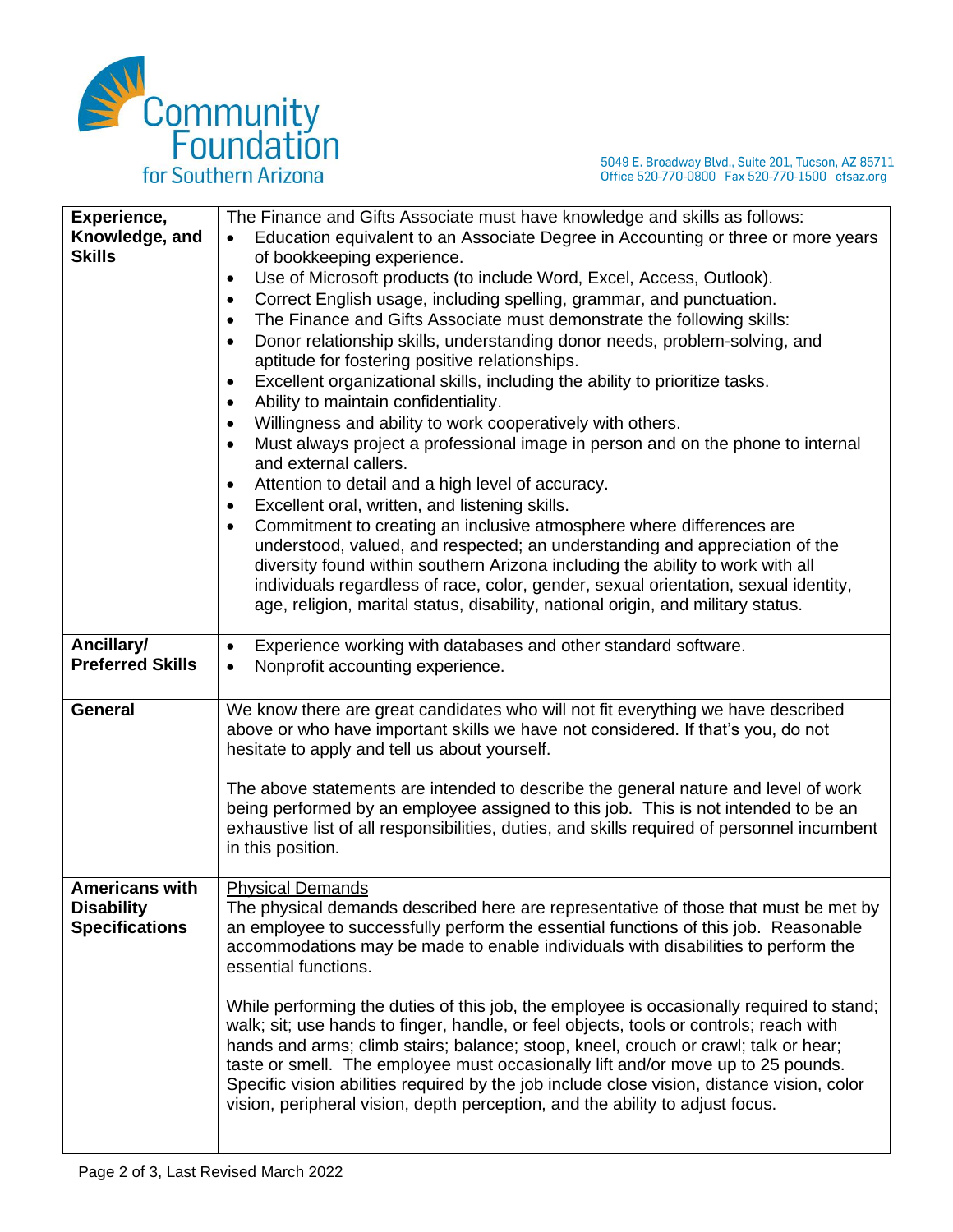| | |
|---|---|
| **Experience, Knowledge, and Skills** | The Finance and Gifts Associate must have knowledge and skills as follows:<br>• Education equivalent to an Associate Degree in Accounting or three or more years of bookkeeping experience.<br>• Use of Microsoft products (to include Word, Excel, Access, Outlook).<br>• Correct English usage, including spelling, grammar, and punctuation.<br>• The Finance and Gifts Associate must demonstrate the following skills:<br>• Donor relationship skills, understanding donor needs, problem-solving, and aptitude for fostering positive relationships.<br>• Excellent organizational skills, including the ability to prioritize tasks.<br>• Ability to maintain confidentiality.<br>• Willingness and ability to work cooperatively with others.<br>• Must always project a professional image in person and on the phone to internal and external callers.<br>• Attention to detail and a high level of accuracy.<br>• Excellent oral, written, and listening skills.<br>• Commitment to creating an inclusive atmosphere where differences are understood, valued, and respected; an understanding and appreciation of the diversity found within southern Arizona including the ability to work with all individuals regardless of race, color, gender, sexual orientation, sexual identity, age, religion, marital status, disability, national origin, and military status. |
| **Ancillary/ Preferred Skills** | • Experience working with databases and other standard software.<br>• Nonprofit accounting experience. |
| **General** | We know there are great candidates who will not fit everything we have described above or who have important skills we have not considered. If that's you, do not hesitate to apply and tell us about yourself.<br><br>The above statements are intended to describe the general nature and level of work being performed by an employee assigned to this job. This is not intended to be an exhaustive list of all responsibilities, duties, and skills required of personnel incumbent in this position. |
| **Americans with Disability Specifications** | <u>Physical Demands</u><br>The physical demands described here are representative of those that must be met by an employee to successfully perform the essential functions of this job. Reasonable accommodations may be made to enable individuals with disabilities to perform the essential functions.<br><br>While performing the duties of this job, the employee is occasionally required to stand; walk; sit; use hands to finger, handle, or feel objects, tools or controls; reach with hands and arms; climb stairs; balance; stoop, kneel, crouch or crawl; talk or hear; taste or smell. The employee must occasionally lift and/or move up to 25 pounds. Specific vision abilities required by the job include close vision, distance vision, color vision, peripheral vision, depth perception, and the ability to adjust focus. |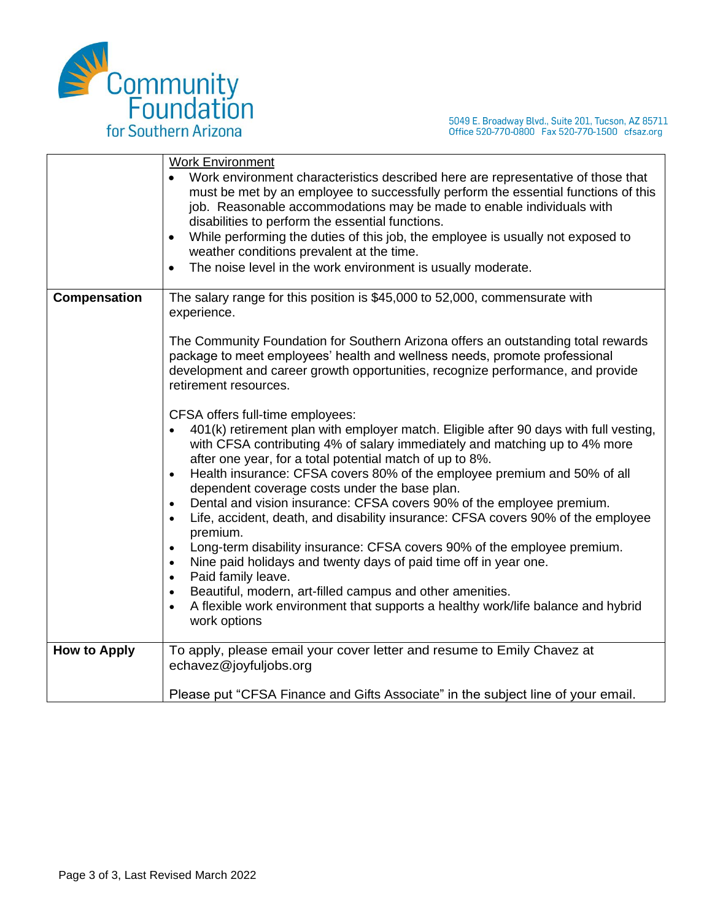Community Foundation for Southern Arizona

5049 E. Broadway Blvd., Suite 201, Tucson, AZ 85711
Office 520-770-0800 Fax 520-770-1500 cfsaz.org

| | |
|---|---|
| | <u>Work Environment</u><br>• Work environment characteristics described here are representative of those that must be met by an employee to successfully perform the essential functions of this job. Reasonable accommodations may be made to enable individuals with disabilities to perform the essential functions.<br>• While performing the duties of this job, the employee is usually not exposed to weather conditions prevalent at the time.<br>• The noise level in the work environment is usually moderate. |
| **Compensation** | The salary range for this position is $45,000 to 52,000, commensurate with experience.<br><br>The Community Foundation for Southern Arizona offers an outstanding total rewards package to meet employees' health and wellness needs, promote professional development and career growth opportunities, recognize performance, and provide retirement resources.<br><br>CFSA offers full-time employees:<br>• 401(k) retirement plan with employer match. Eligible after 90 days with full vesting, with CFSA contributing 4% of salary immediately and matching up to 4% more after one year, for a total potential match of up to 8%.<br>• Health insurance: CFSA covers 80% of the employee premium and 50% of all dependent coverage costs under the base plan.<br>• Dental and vision insurance: CFSA covers 90% of the employee premium.<br>• Life, accident, death, and disability insurance: CFSA covers 90% of the employee premium.<br>• Long-term disability insurance: CFSA covers 90% of the employee premium.<br>• Nine paid holidays and twenty days of paid time off in year one.<br>• Paid family leave.<br>• Beautiful, modern, art-filled campus and other amenities.<br>• A flexible work environment that supports a healthy work/life balance and hybrid work options |
| **How to Apply** | To apply, please email your cover letter and resume to Emily Chavez at echavez@joyfuljobs.org<br><br>Please put "CFSA Finance and Gifts Associate" in the subject line of your email. |